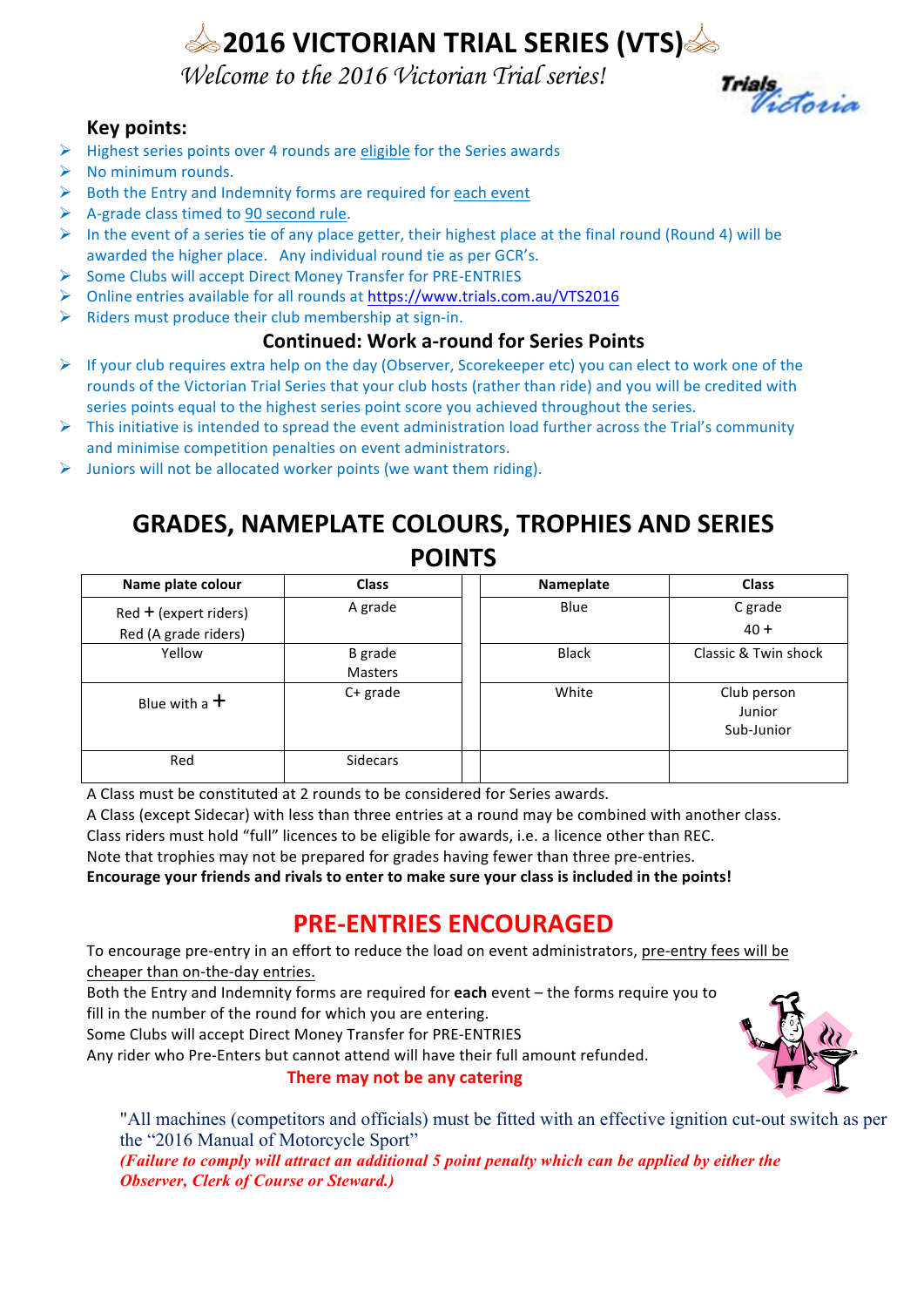# 2016 VICTORIAN TRIAL SERIES (VTS)

*Welcome to the 2016 Victorian Trial series!*

### Key points:

- Highest series points over 4 rounds are eligible for the Series awards
- No minimum rounds.
- Both the Entry and Indemnity forms are required for each event
- A-grade class timed to 90 second rule.
- In the event of a series tie of any place getter, their highest place at the final round (Round 4) will be awarded the higher place. Any individual round tie as per GCR's.
- Some Clubs will accept Direct Money Transfer for PRE-ENTRIES
- Online entries available for all rounds at https://www.trials.com.au/VTS2016
- Riders must produce their club membership at sign-in.

### Continued: Work a-round for Series Points

- If your club requires extra help on the day (Observer, Scorekeeper etc) you can elect to work one of the rounds of the Victorian Trial Series that your club hosts (rather than ride) and you will be credited with series points equal to the highest series point score you achieved throughout the series.
- This initiative is intended to spread the event administration load further across the Trial's community and minimise competition penalties on event administrators.
- Juniors will not be allocated worker points (we want them riding).

## GRADES, NAMEPLATE COLOURS, TROPHIES AND SERIES POINTS

| Name plate colour | Class | | Nameplate | Class |
|---|---|---|---|---|
| Red + (expert riders)<br>Red (A grade riders) | A grade | | Blue | C grade<br>40 + |
| Yellow | B grade<br>Masters | | Black | Classic & Twin shock |
| Blue with a + | C+ grade | | White | Club person<br>Junior<br>Sub-Junior |
| Red | Sidecars | | | |

A Class must be constituted at 2 rounds to be considered for Series awards.
A Class (except Sidecar) with less than three entries at a round may be combined with another class.
Class riders must hold "full" licences to be eligible for awards, i.e. a licence other than REC.
Note that trophies may not be prepared for grades having fewer than three pre-entries.
**Encourage your friends and rivals to enter to make sure your class is included in the points!**

## PRE-ENTRIES ENCOURAGED

To encourage pre-entry in an effort to reduce the load on event administrators, pre-entry fees will be cheaper than on-the-day entries.
Both the Entry and Indemnity forms are required for **each** event – the forms require you to fill in the number of the round for which you are entering.
Some Clubs will accept Direct Money Transfer for PRE-ENTRIES
Any rider who Pre-Enters but cannot attend will have their full amount refunded.

**There may not be any catering**

"All machines (competitors and officials) must be fitted with an effective ignition cut-out switch as per the "2016 Manual of Motorcycle Sport"
***(Failure to comply will attract an additional 5 point penalty which can be applied by either the Observer, Clerk of Course or Steward.)***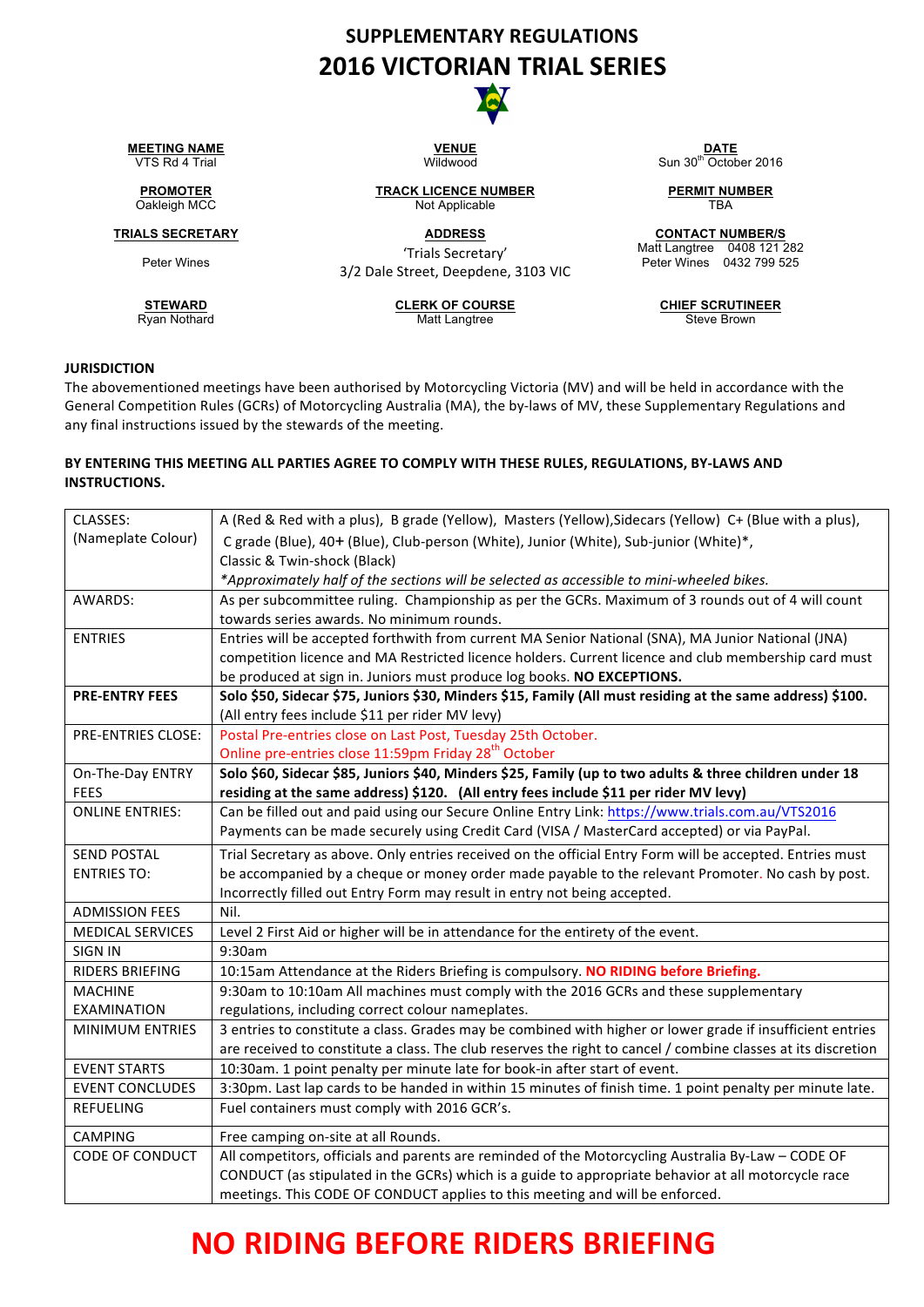# SUPPLEMENTARY REGULATIONS
# 2016 VICTORIAN TRIAL SERIES

| **MEETING NAME** | **VENUE** | **DATE** |
|---|---|---|
| VTS Rd 4 Trial | Wildwood | Sun 30th October 2016 |
| **PROMOTER** | **TRACK LICENCE NUMBER** | **PERMIT NUMBER** |
| Oakleigh MCC | Not Applicable | TBA |
| **TRIALS SECRETARY** | **ADDRESS** | **CONTACT NUMBER/S** |
| Peter Wines | 'Trials Secretary' 3/2 Dale Street, Deepdene, 3103 VIC | Matt Langtree 0408 121 282 Peter Wines 0432 799 525 |
| **STEWARD** | **CLERK OF COURSE** | **CHIEF SCRUTINEER** |
| Ryan Nothard | Matt Langtree | Steve Brown |

**JURISDICTION**

The abovementioned meetings have been authorised by Motorcycling Victoria (MV) and will be held in accordance with the General Competition Rules (GCRs) of Motorcycling Australia (MA), the by-laws of MV, these Supplementary Regulations and any final instructions issued by the stewards of the meeting.

**BY ENTERING THIS MEETING ALL PARTIES AGREE TO COMPLY WITH THESE RULES, REGULATIONS, BY-LAWS AND INSTRUCTIONS.**

| | |
|---|---|
| CLASSES: (Nameplate Colour) | A (Red & Red with a plus), B grade (Yellow), Masters (Yellow), Sidecars (Yellow) C+ (Blue with a plus), C grade (Blue), 40+ (Blue), Club-person (White), Junior (White), Sub-junior (White)*, Classic & Twin-shock (Black) *Approximately half of the sections will be selected as accessible to mini-wheeled bikes.* |
| AWARDS: | As per subcommittee ruling. Championship as per the GCRs. Maximum of 3 rounds out of 4 will count towards series awards. No minimum rounds. |
| ENTRIES | Entries will be accepted forthwith from current MA Senior National (SNA), MA Junior National (JNA) competition licence and MA Restricted licence holders. Current licence and club membership card must be produced at sign in. Juniors must produce log books. **NO EXCEPTIONS.** |
| **PRE-ENTRY FEES** | **Solo $50, Sidecar $75, Juniors $30, Minders $15, Family (All must residing at the same address) $100.** (All entry fees include $11 per rider MV levy) |
| PRE-ENTRIES CLOSE: | Postal Pre-entries close on Last Post, Tuesday 25th October. Online pre-entries close 11:59pm Friday 28th October |
| On-The-Day ENTRY FEES | **Solo $60, Sidecar $85, Juniors $40, Minders $25, Family (up to two adults & three children under 18 residing at the same address) $120. (All entry fees include $11 per rider MV levy)** |
| ONLINE ENTRIES: | Can be filled out and paid using our Secure Online Entry Link: https://www.trials.com.au/VTS2016 Payments can be made securely using Credit Card (VISA / MasterCard accepted) or via PayPal. |
| SEND POSTAL ENTRIES TO: | Trial Secretary as above. Only entries received on the official Entry Form will be accepted. Entries must be accompanied by a cheque or money order made payable to the relevant Promoter. No cash by post. Incorrectly filled out Entry Form may result in entry not being accepted. |
| ADMISSION FEES | Nil. |
| MEDICAL SERVICES | Level 2 First Aid or higher will be in attendance for the entirety of the event. |
| SIGN IN | 9:30am |
| RIDERS BRIEFING | 10:15am Attendance at the Riders Briefing is compulsory. **NO RIDING before Briefing.** |
| MACHINE EXAMINATION | 9:30am to 10:10am All machines must comply with the 2016 GCRs and these supplementary regulations, including correct colour nameplates. |
| MINIMUM ENTRIES | 3 entries to constitute a class. Grades may be combined with higher or lower grade if insufficient entries are received to constitute a class. The club reserves the right to cancel / combine classes at its discretion |
| EVENT STARTS | 10:30am. 1 point penalty per minute late for book-in after start of event. |
| EVENT CONCLUDES | 3:30pm. Last lap cards to be handed in within 15 minutes of finish time. 1 point penalty per minute late. |
| REFUELING | Fuel containers must comply with 2016 GCR's. |
| CAMPING | Free camping on-site at all Rounds. |
| CODE OF CONDUCT | All competitors, officials and parents are reminded of the Motorcycling Australia By-Law – CODE OF CONDUCT (as stipulated in the GCRs) which is a guide to appropriate behavior at all motorcycle race meetings. This CODE OF CONDUCT applies to this meeting and will be enforced. |

# NO RIDING BEFORE RIDERS BRIEFING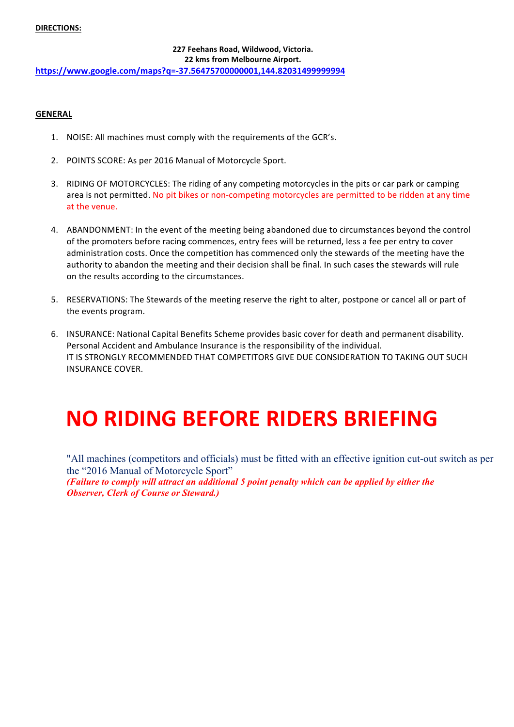**DIRECTIONS:**

**227 Feehans Road, Wildwood, Victoria.**
**22 kms from Melbourne Airport.**
**https://www.google.com/maps?q=-37.56475700000001,144.82031499999994**

**GENERAL**

1. NOISE: All machines must comply with the requirements of the GCR's.

2. POINTS SCORE: As per 2016 Manual of Motorcycle Sport.

3. RIDING OF MOTORCYCLES: The riding of any competing motorcycles in the pits or car park or camping area is not permitted. No pit bikes or non-competing motorcycles are permitted to be ridden at any time at the venue.

4. ABANDONMENT: In the event of the meeting being abandoned due to circumstances beyond the control of the promoters before racing commences, entry fees will be returned, less a fee per entry to cover administration costs. Once the competition has commenced only the stewards of the meeting have the authority to abandon the meeting and their decision shall be final. In such cases the stewards will rule on the results according to the circumstances.

5. RESERVATIONS: The Stewards of the meeting reserve the right to alter, postpone or cancel all or part of the events program.

6. INSURANCE: National Capital Benefits Scheme provides basic cover for death and permanent disability. Personal Accident and Ambulance Insurance is the responsibility of the individual.
IT IS STRONGLY RECOMMENDED THAT COMPETITORS GIVE DUE CONSIDERATION TO TAKING OUT SUCH INSURANCE COVER.

# NO RIDING BEFORE RIDERS BRIEFING

"All machines (competitors and officials) must be fitted with an effective ignition cut-out switch as per the "2016 Manual of Motorcycle Sport"
***(Failure to comply will attract an additional 5 point penalty which can be applied by either the Observer, Clerk of Course or Steward.)***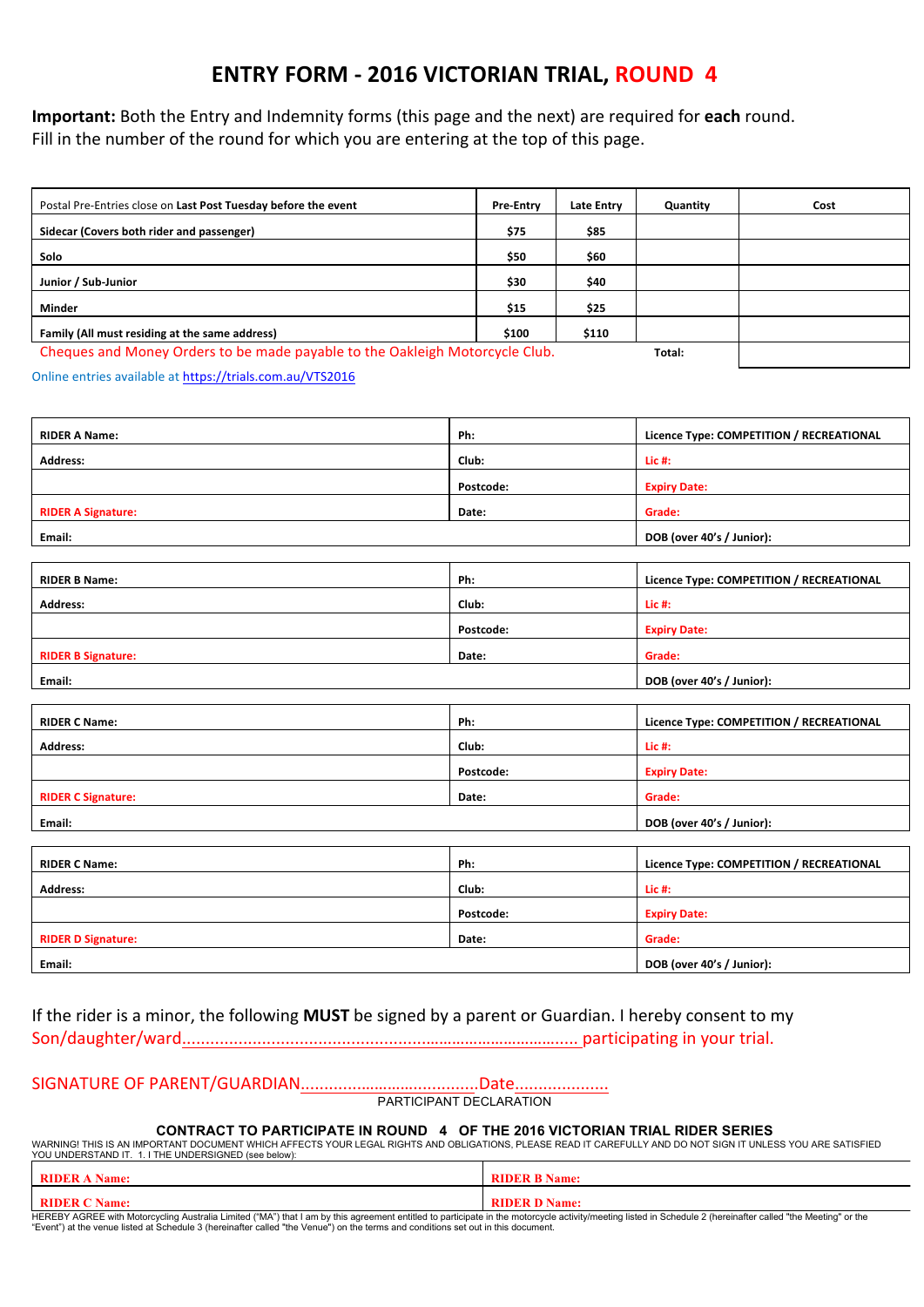# ENTRY FORM - 2016 VICTORIAN TRIAL, ROUND 4

**Important:** Both the Entry and Indemnity forms (this page and the next) are required for **each** round. Fill in the number of the round for which you are entering at the top of this page.

| Postal Pre-Entries close on **Last Post Tuesday before the event** | Pre-Entry | Late Entry | Quantity | Cost |
|---|---|---|---|---|
| **Sidecar (Covers both rider and passenger)** | $75 | $85 | | |
| **Solo** | $50 | $60 | | |
| **Junior / Sub-Junior** | $30 | $40 | | |
| **Minder** | $15 | $25 | | |
| **Family (All must residing at the same address)** | $100 | $110 | | |
| Cheques and Money Orders to be made payable to the Oakleigh Motorcycle Club. | | | **Total:** | |

Online entries available at https://trials.com.au/VTS2016

| **RIDER A Name:** | **Ph:** | **Licence Type: COMPETITION / RECREATIONAL** |
|---|---|---|
| **Address:** | **Club:** | **Lic #:** |
| | **Postcode:** | **Expiry Date:** |
| **RIDER A Signature:** | **Date:** | **Grade:** |
| **Email:** | | **DOB (over 40's / Junior):** |

| **RIDER B Name:** | **Ph:** | **Licence Type: COMPETITION / RECREATIONAL** |
|---|---|---|
| **Address:** | **Club:** | **Lic #:** |
| | **Postcode:** | **Expiry Date:** |
| **RIDER B Signature:** | **Date:** | **Grade:** |
| **Email:** | | **DOB (over 40's / Junior):** |

| **RIDER C Name:** | **Ph:** | **Licence Type: COMPETITION / RECREATIONAL** |
|---|---|---|
| **Address:** | **Club:** | **Lic #:** |
| | **Postcode:** | **Expiry Date:** |
| **RIDER C Signature:** | **Date:** | **Grade:** |
| **Email:** | | **DOB (over 40's / Junior):** |

| **RIDER C Name:** | **Ph:** | **Licence Type: COMPETITION / RECREATIONAL** |
|---|---|---|
| **Address:** | **Club:** | **Lic #:** |
| | **Postcode:** | **Expiry Date:** |
| **RIDER D Signature:** | **Date:** | **Grade:** |
| **Email:** | | **DOB (over 40's / Junior):** |

If the rider is a minor, the following **MUST** be signed by a parent or Guardian. I hereby consent to my Son/daughter/ward.......................................................................................... participating in your trial.

SIGNATURE OF PARENT/GUARDIAN.......................................Date....................

PARTICIPANT DECLARATION

**CONTRACT TO PARTICIPATE IN ROUND 4 OF THE 2016 VICTORIAN TRIAL RIDER SERIES**

WARNING! THIS IS AN IMPORTANT DOCUMENT WHICH AFFECTS YOUR LEGAL RIGHTS AND OBLIGATIONS, PLEASE READ IT CAREFULLY AND DO NOT SIGN IT UNLESS YOU ARE SATISFIED YOU UNDERSTAND IT. 1. I THE UNDERSIGNED (see below):

| **RIDER A Name:** | **RIDER B Name:** |
|---|---|
| **RIDER C Name:** | **RIDER D Name:** |

HEREBY AGREE with Motorcycling Australia Limited ("MA") that I am by this agreement entitled to participate in the motorcycle activity/meeting listed in Schedule 2 (hereinafter called "the Meeting" or the "Event") at the venue listed at Schedule 3 (hereinafter called "the Venue") on the terms and conditions set out in this document.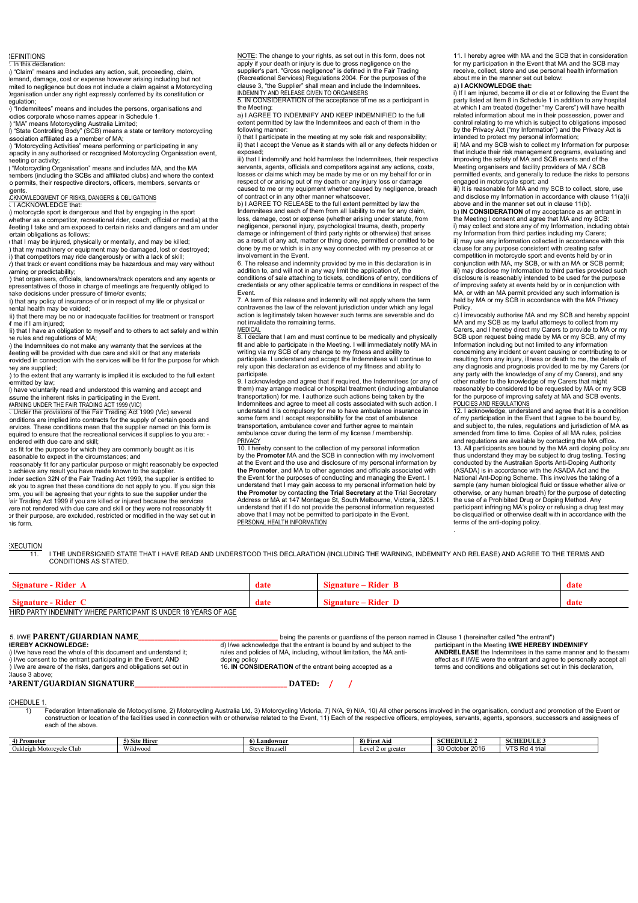## DEFINITIONS

1. In this declaration:

a) "Claim" means and includes any action, suit, proceeding, claim, demand, damage, cost or expense however arising including but not limited to negligence but does not include a claim against a Motorcycling Organisation under any right expressly conferred by its constitution or regulation;

b) "Indemnitees" means and includes the persons, organisations and bodies corporate whose names appear in Schedule 1.

c) "MA" means Motorcycling Australia Limited;

d) "State Controlling Body" (SCB) means a state or territory motorcycling association affiliated as a member of MA;

e) "Motorcycling Activities" means performing or participating in any capacity in any authorised or recognised Motorcycling Organisation event, meeting or activity;

f) "Motorcycling Organisation" means and includes MA, and the MA members (including the SCBs and affiliated clubs) and where the context so permits, their respective directors, officers, members, servants or agents.

## ACKNOWLEDGMENT OF RISKS, DANGERS & OBLIGATIONS

3. I ACKNOWLEDGE that:

a) motorcycle sport is dangerous and that by engaging in the sport whether as a competitor, recreational rider, coach, official or media) at the Meeting I take and am exposed to certain risks and dangers and am under certain obligations as follows:

i that I may be injured, physically or mentally, and may be killed;

ii) that my machinery or equipment may be damaged, lost or destroyed;

iii) that competitors may ride dangerously or with a lack of skill;

iv) that track or event conditions may be hazardous and may vary without warning or predictability;

v) that organisers, officials, landowners/track operators and any agents or representatives of those in charge of meetings are frequently obliged to make decisions under pressure of time/or events;

vi) that any policy of insurance of or in respect of my life or physical or mental health may be voided;

vii) that there may be no or inadequate facilities for treatment or transport of me if I am injured;

viii) that I have an obligation to myself and to others to act safely and within the rules and regulations of MA;

b) the Indemnitees do not make any warranty that the services at the Meeting will be provided with due care and skill or that any materials provided in connection with the services will be fit for the purpose for which they are supplied;

c) to the extent that any warranty is implied it is excluded to the full extent permitted by law;

d) have voluntarily read and understood this warning and accept and assume the inherent risks in participating in the Event.

## WARNING UNDER THE FAIR TRADING ACT 1999 (VIC)

4. Under the provisions of the Fair Trading Act 1999 (Vic) several conditions are implied into contracts for the supply of certain goods and services. These conditions mean that the supplier named on this form is required to ensure that the recreational services it supplies to you are: - rendered with due care and skill;

- as fit for the purpose for which they are commonly bought as it is reasonable to expect in the circumstances; and
- reasonably fit for any particular purpose or might reasonably be expected to achieve any result you have made known to the supplier.

Under section 32N of the Fair Trading Act 1999, the supplier is entitled to ask you to agree that these conditions do not apply to you. If you sign this form, you will be agreeing that your rights to sue the supplier under the Fair Trading Act 1999 if you are killed or injured because the services were not rendered with due care and skill or they were not reasonably fit for their purpose, are excluded, restricted or modified in the way set out in this form.

NOTE: The change to your rights, as set out in this form, does not apply if your death or injury is due to gross negligence on the supplier's part. "Gross negligence" is defined in the Fair Trading (Recreational Services) Regulations 2004. For the purposes of the clause 3, "the Supplier" shall mean and include the Indemnitees.

## INDEMNITY AND RELEASE GIVEN TO ORGANISERS

5. IN CONSIDERATION of the acceptance of me as a participant in the Meeting:

a) I AGREE TO INDEMNIFY AND KEEP INDEMNIFIED to the full extent permitted by law the Indemnitees and each of them in the following manner:

i) that I participate in the meeting at my sole risk and responsibility;

ii) that I accept the Venue as it stands with all or any defects hidden or exposed;

iii) that I indemnify and hold harmless the Indemnitees, their respective servants, agents, officials and competitors against any actions, costs, losses or claims which may be made by me or on my behalf for or in respect of or arising out of my death or any injury loss or damage caused to me or my equipment whether caused by negligence, breach of contract or in any other manner whatsoever.

b) I AGREE TO RELEASE to the full extent permitted by law the Indemnitees and each of them from all liability to me for any claim, loss, damage, cost or expense (whether arising under statute, from negligence, personal injury, psychological trauma, death, property damage or infringement of third party rights or otherwise) that arises as a result of any act, matter or thing done, permitted or omitted to be done by me or which is in any way connected with my presence at or involvement in the Event.

6. The release and indemnity provided by me in this declaration is in addition to, and will not in any way limit the application of, the conditions of sale attaching to tickets, conditions of entry, conditions of credentials or any other applicable terms or conditions in respect of the Event.

7. A term of this release and indemnity will not apply where the term contravenes the law of the relevant jurisdiction under which any legal action is legitimately taken however such terms are severable and do not invalidate the remaining terms.

## MEDICAL

8. I declare that I am and must continue to be medically and physically fit and able to participate in the Meeting. I will immediately notify MA in writing via my SCB of any change to my fitness and ability to participate. I understand and accept the Indemnitees will continue to rely upon this declaration as evidence of my fitness and ability to participate.

9. I acknowledge and agree that if required, the Indemnitees (or any of them) may arrange medical or hospital treatment (including ambulance transportation) for me. I authorize such actions being taken by the Indemnitees and agree to meet all costs associated with such action. I understand it is compulsory for me to have ambulance insurance in some form and I accept responsibility for the cost of ambulance transportation, ambulance cover during the term of my license / membership.

## PRIVACY

10. I hereby consent to the collection of my personal information by the **Promoter** MA and the SCB in connection with my involvement at the Event and the use and disclosure of my personal information by **the Promoter**, and MA to other agencies and officials associated with the Event for the purposes of conducting and managing the Event. I understand that I may gain access to my personal information held by **the Promoter** by contacting **the Trial Secretary** at the Trial Secretary Address or MA at 147 Montague St, South Melbourne, Victoria, 3205. I understand that if I do not provide the personal information requested above that I may not be permitted to participate in the Event.

## PERSONAL HEALTH INFORMATION

11. I hereby agree with MA and the SCB that in consideration for my participation in the Event that MA and the SCB may receive, collect store and use personal health information about me in the manner set out below:

a) **I ACKNOWLEDGE that:**

i) If I am injured, become ill or die at or following the Event the party listed at Item 8 in Schedule 1 in addition to any hospital at which I am treated (together "my Carers") will have health related information about me in their possession, power and control relating to me which is subject to obligations imposed by the Privacy Act ("my Information") and the Privacy Act is intended to protect my personal information;

ii) MA and my SCB wish to collect my Information for purposes that include their risk management programs, evaluating and improving the safety of MA and SCB events and of the Meeting organisers and facility providers of MA / SCB permitted events, and generally to reduce the risks to persons engaged in motorcycle sport; and

iii) It is reasonable for MA and my SCB to collect, store, use and disclose my Information in accordance with clause 11(a)(i) above and in the manner set out in clause 11(b).

b) **IN CONSIDERATION** of my acceptance as an entrant in the Meeting I consent and agree that MA and my SCB:

i) may collect and store any of my Information, including obtaining my Information from third parties including my Carers;

ii) may use any information collected in accordance with this clause for any purpose consistent with creating safer competition in motorcycle sport and events held by or in conjunction with MA, my SCB, or with an MA or SCB permit;

iii) may disclose my Information to third parties provided such disclosure is reasonably intended to be used for the purpose of improving safety at events held by or in conjunction with MA, or with an MA permit provided any such information is held by MA or my SCB in accordance with the MA Privacy Policy.

c) I irrevocably authorise MA and my SCB and hereby appoint MA and my SCB as my lawful attorneys to collect from my Carers, and I hereby direct my Carers to provide to MA or my SCB upon request being made by MA or my SCB, any of my Information including but not limited to any information concerning any incident or event causing or contributing to or resulting from any injury, illness or death to me, the details of any diagnosis and prognosis provided to me by my Carers (or any party with the knowledge of any of my Carers), and any other matter to the knowledge of my Carers that might reasonably be considered to be requested by MA or my SCB for the purpose of improving safety at MA and SCB events.

## POLICIES AND REGULATIONS

12. I acknowledge, understand and agree that it is a condition of my participation in the Event that I agree to be bound by, and subject to, the rules, regulations and jurisdiction of MA as amended from time to time. Copies of all MA rules, policies and regulations are available by contacting the MA office.

13. All participants are bound by the MA anti doping policy and thus understand they may be subject to drug testing. Testing conducted by the Australian Sports Anti-Doping Authority (ASADA) is in accordance with the ASADA Act and the National Ant-Doping Scheme. This involves the taking of a sample (any human biological fluid or tissue whether alive or otherwise, or any human breath) for the purpose of detecting the use of a Prohibited Drug or Doping Method. Any participant infringing MA's policy or refusing a drug test may be disqualified or otherwise dealt with in accordance with the terms of the anti-doping policy.

## EXECUTION

11. I THE UNDERSIGNED STATE THAT I HAVE READ AND UNDERSTOOD THIS DECLARATION (INCLUDING THE WARNING, INDEMNITY AND RELEASE) AND AGREE TO THE TERMS AND CONDITIONS AS STATED.

| | | | |
|---|---|---|---|
| **Signature - Rider A** | **date** | **Signature – Rider B** | **date** |
| **Signature - Rider C** | **date** | **Signature – Rider D** | **date** |

## THIRD PARTY INDEMNITY WHERE PARTICIPANT IS UNDER 18 YEARS OF AGE

15. I/WE **PARENT/GUARDIAN NAME**\_\_\_\_\_\_\_\_\_\_\_\_\_\_\_\_\_\_\_\_ being the parents or guardians of the person named in Clause 1 (hereinafter called "the entrant")

**HEREBY ACKNOWLEDGE:**

a) I/we have read the whole of this document and understand it;

b) I/we consent to the entrant participating in the Event; AND

c) I/we are aware of the risks, dangers and obligations set out in Clause 3 above;

d) I/we acknowledge that the entrant is bound by and subject to the rules and policies of MA, including, without limitation, the MA anti-doping policy

16. **IN CONSIDERATION** of the entrant being accepted as a participant in the Meeting **I/WE HEREBY INDEMNIFY ANDRELEASE** the Indemnitees in the same manner and to thesame effect as if I/WE were the entrant and agree to personally accept all terms and conditions and obligations set out in this declaration,

**PARENT/GUARDIAN SIGNATURE**\_\_\_\_\_\_\_\_\_\_\_\_\_\_\_\_\_\_\_\_ **DATED: / /**

## SCHEDULE 1.

1) Federation Internationale de Motocyclisme, 2) Motorcycling Australia Ltd, 3) Motorcycling Victoria, 7) N/A, 9) N/A, 10) All other persons involved in the organisation, conduct and promotion of the Event or construction or location of the facilities used in connection with or otherwise related to the Event, 11) Each of the respective officers, employees, servants, agents, sponsors, successors and assignees of each of the above.

| 4) Promoter | 5) Site Hirer | 6) Landowner | 8) First Aid | SCHEDULE 2 | SCHEDULE 3 |
|---|---|---|---|---|---|
| Oakleigh Motorcycle Club | Wildwood | Steve Brazsell | Level 2 or greater | 30 October 2016 | VTS Rd 4 trial |